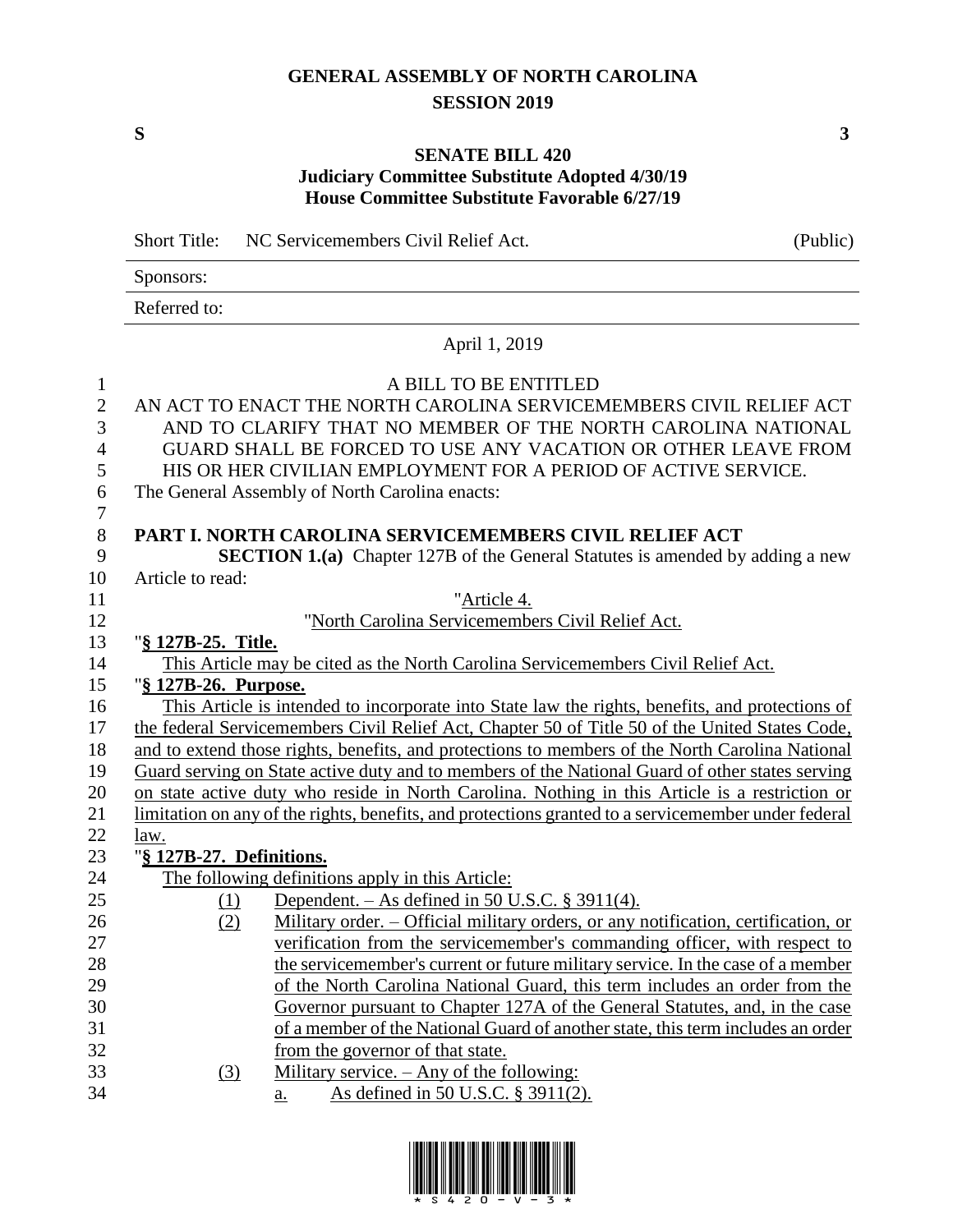# GENERAL ASSEMBLY OF NORTH CAROLINA
## SESSION 2019

**S** **3**

**SENATE BILL 420**
**Judiciary Committee Substitute Adopted 4/30/19**
**House Committee Substitute Favorable 6/27/19**

| Short Title: | NC Servicemembers Civil Relief Act. | (Public) |
|---|---|---|
| Sponsors: | | |
| Referred to: | | |

April 1, 2019

A BILL TO BE ENTITLED

AN ACT TO ENACT THE NORTH CAROLINA SERVICEMEMBERS CIVIL RELIEF ACT AND TO CLARIFY THAT NO MEMBER OF THE NORTH CAROLINA NATIONAL GUARD SHALL BE FORCED TO USE ANY VACATION OR OTHER LEAVE FROM HIS OR HER CIVILIAN EMPLOYMENT FOR A PERIOD OF ACTIVE SERVICE.

The General Assembly of North Carolina enacts:

**PART I. NORTH CAROLINA SERVICEMEMBERS CIVIL RELIEF ACT**

**SECTION 1.(a)** Chapter 127B of the General Statutes is amended by adding a new Article to read:

"Article 4.

"North Carolina Servicemembers Civil Relief Act.

"**§ 127B-25. Title.**

This Article may be cited as the North Carolina Servicemembers Civil Relief Act.

"**§ 127B-26. Purpose.**

This Article is intended to incorporate into State law the rights, benefits, and protections of the federal Servicemembers Civil Relief Act, Chapter 50 of Title 50 of the United States Code, and to extend those rights, benefits, and protections to members of the North Carolina National Guard serving on State active duty and to members of the National Guard of other states serving on state active duty who reside in North Carolina. Nothing in this Article is a restriction or limitation on any of the rights, benefits, and protections granted to a servicemember under federal law.

"**§ 127B-27. Definitions.**

The following definitions apply in this Article:

(1) Dependent. – As defined in 50 U.S.C. § 3911(4).

(2) Military order. – Official military orders, or any notification, certification, or verification from the servicemember's commanding officer, with respect to the servicemember's current or future military service. In the case of a member of the North Carolina National Guard, this term includes an order from the Governor pursuant to Chapter 127A of the General Statutes, and, in the case of a member of the National Guard of another state, this term includes an order from the governor of that state.

(3) Military service. – Any of the following:

a. As defined in 50 U.S.C. § 3911(2).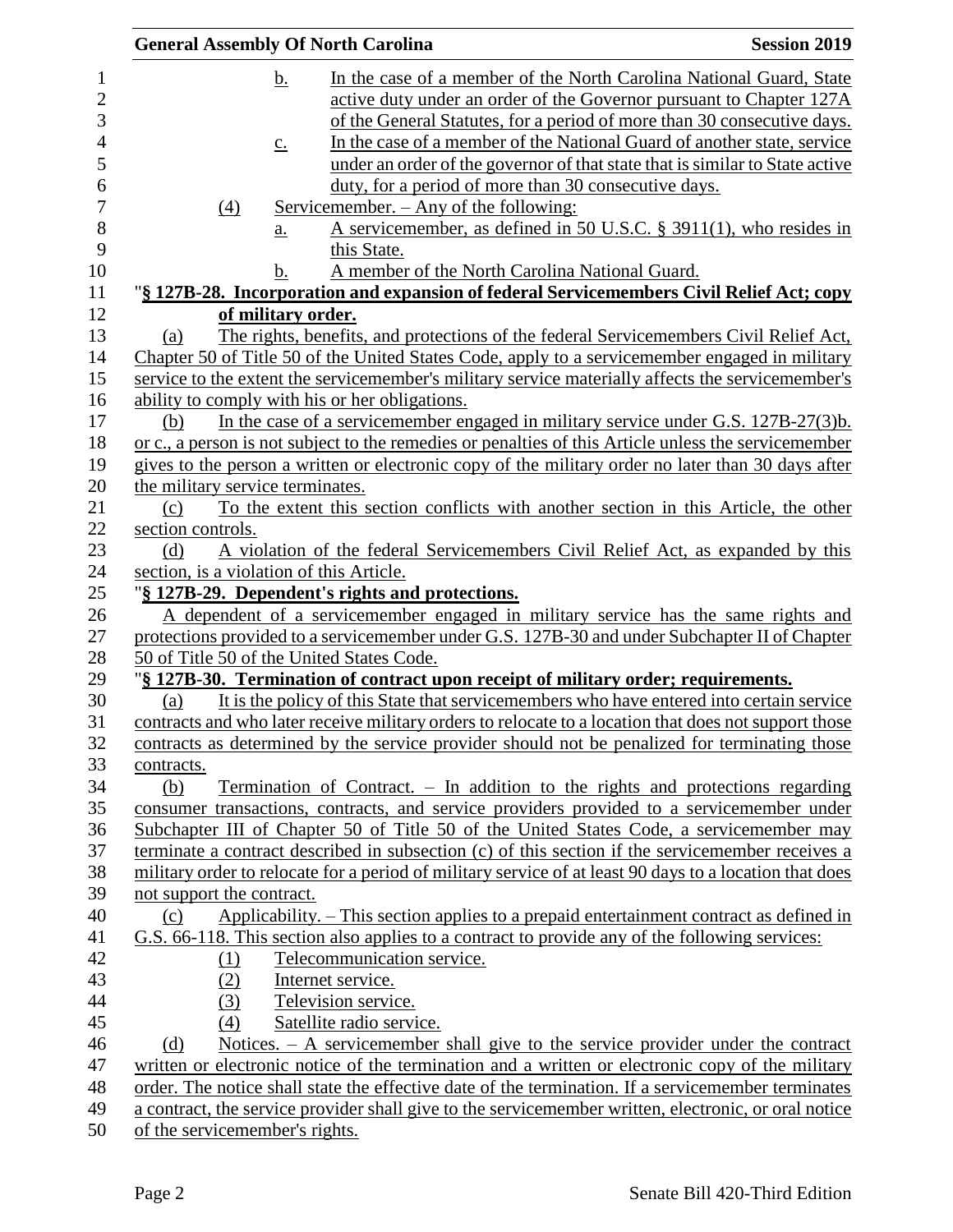b. In the case of a member of the North Carolina National Guard, State active duty under an order of the Governor pursuant to Chapter 127A of the General Statutes, for a period of more than 30 consecutive days.

c. In the case of a member of the National Guard of another state, service under an order of the governor of that state that is similar to State active duty, for a period of more than 30 consecutive days.

(4) Servicemember. – Any of the following:

a. A servicemember, as defined in 50 U.S.C. § 3911(1), who resides in this State.

b. A member of the North Carolina National Guard.

"**§ 127B-28. Incorporation and expansion of federal Servicemembers Civil Relief Act; copy of military order.**

(a) The rights, benefits, and protections of the federal Servicemembers Civil Relief Act, Chapter 50 of Title 50 of the United States Code, apply to a servicemember engaged in military service to the extent the servicemember's military service materially affects the servicemember's ability to comply with his or her obligations.

(b) In the case of a servicemember engaged in military service under G.S. 127B-27(3)b. or c., a person is not subject to the remedies or penalties of this Article unless the servicemember gives to the person a written or electronic copy of the military order no later than 30 days after the military service terminates.

(c) To the extent this section conflicts with another section in this Article, the other section controls.

(d) A violation of the federal Servicemembers Civil Relief Act, as expanded by this section, is a violation of this Article.

"**§ 127B-29. Dependent's rights and protections.**

A dependent of a servicemember engaged in military service has the same rights and protections provided to a servicemember under G.S. 127B-30 and under Subchapter II of Chapter 50 of Title 50 of the United States Code.

"**§ 127B-30. Termination of contract upon receipt of military order; requirements.**

(a) It is the policy of this State that servicemembers who have entered into certain service contracts and who later receive military orders to relocate to a location that does not support those contracts as determined by the service provider should not be penalized for terminating those contracts.

(b) Termination of Contract. – In addition to the rights and protections regarding consumer transactions, contracts, and service providers provided to a servicemember under Subchapter III of Chapter 50 of Title 50 of the United States Code, a servicemember may terminate a contract described in subsection (c) of this section if the servicemember receives a military order to relocate for a period of military service of at least 90 days to a location that does not support the contract.

(c) Applicability. – This section applies to a prepaid entertainment contract as defined in G.S. 66-118. This section also applies to a contract to provide any of the following services:

(1) Telecommunication service.

(2) Internet service.

(3) Television service.

(4) Satellite radio service.

(d) Notices. – A servicemember shall give to the service provider under the contract written or electronic notice of the termination and a written or electronic copy of the military order. The notice shall state the effective date of the termination. If a servicemember terminates a contract, the service provider shall give to the servicemember written, electronic, or oral notice of the servicemember's rights.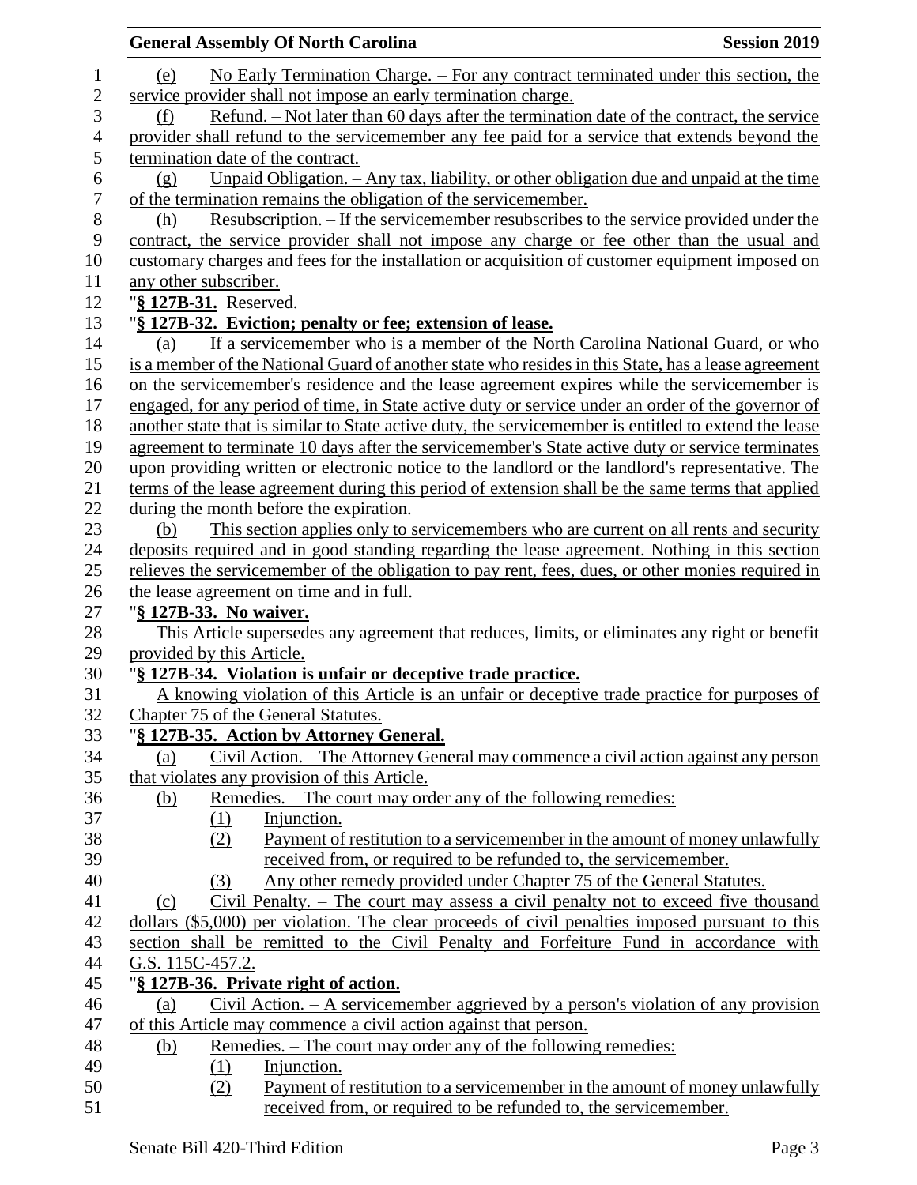(e) No Early Termination Charge. – For any contract terminated under this section, the service provider shall not impose an early termination charge.

(f) Refund. – Not later than 60 days after the termination date of the contract, the service provider shall refund to the servicemember any fee paid for a service that extends beyond the termination date of the contract.

(g) Unpaid Obligation. – Any tax, liability, or other obligation due and unpaid at the time of the termination remains the obligation of the servicemember.

(h) Resubscription. – If the servicemember resubscribes to the service provided under the contract, the service provider shall not impose any charge or fee other than the usual and customary charges and fees for the installation or acquisition of customer equipment imposed on any other subscriber.

"**§ 127B-31.** Reserved.

"**§ 127B-32. Eviction; penalty or fee; extension of lease.**

(a) If a servicemember who is a member of the North Carolina National Guard, or who is a member of the National Guard of another state who resides in this State, has a lease agreement on the servicemember's residence and the lease agreement expires while the servicemember is engaged, for any period of time, in State active duty or service under an order of the governor of another state that is similar to State active duty, the servicemember is entitled to extend the lease agreement to terminate 10 days after the servicemember's State active duty or service terminates upon providing written or electronic notice to the landlord or the landlord's representative. The terms of the lease agreement during this period of extension shall be the same terms that applied during the month before the expiration.

(b) This section applies only to servicemembers who are current on all rents and security deposits required and in good standing regarding the lease agreement. Nothing in this section relieves the servicemember of the obligation to pay rent, fees, dues, or other monies required in the lease agreement on time and in full.

"**§ 127B-33. No waiver.**

This Article supersedes any agreement that reduces, limits, or eliminates any right or benefit provided by this Article.

"**§ 127B-34. Violation is unfair or deceptive trade practice.**

A knowing violation of this Article is an unfair or deceptive trade practice for purposes of Chapter 75 of the General Statutes.

"**§ 127B-35. Action by Attorney General.**

(a) Civil Action. – The Attorney General may commence a civil action against any person that violates any provision of this Article.

(b) Remedies. – The court may order any of the following remedies:

(1) Injunction.

(2) Payment of restitution to a servicemember in the amount of money unlawfully received from, or required to be refunded to, the servicemember.

(3) Any other remedy provided under Chapter 75 of the General Statutes.

(c) Civil Penalty. – The court may assess a civil penalty not to exceed five thousand dollars ($5,000) per violation. The clear proceeds of civil penalties imposed pursuant to this section shall be remitted to the Civil Penalty and Forfeiture Fund in accordance with G.S. 115C-457.2.

"**§ 127B-36. Private right of action.**

(a) Civil Action. – A servicemember aggrieved by a person's violation of any provision of this Article may commence a civil action against that person.

(b) Remedies. – The court may order any of the following remedies:

(1) Injunction.

(2) Payment of restitution to a servicemember in the amount of money unlawfully received from, or required to be refunded to, the servicemember.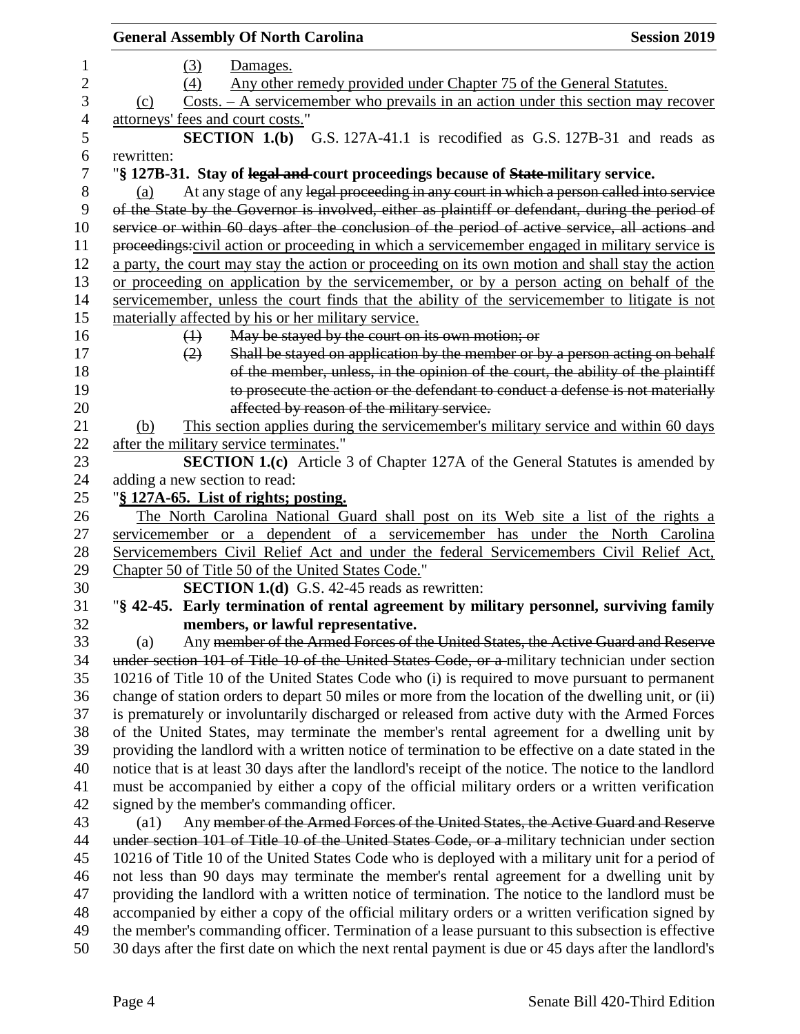(3) Damages.

(4) Any other remedy provided under Chapter 75 of the General Statutes.

(c) Costs. – A servicemember who prevails in an action under this section may recover attorneys' fees and court costs."

**SECTION 1.(b)** G.S. 127A-41.1 is recodified as G.S. 127B-31 and reads as rewritten:

"**§ 127B-31. Stay of ~~legal and~~ court proceedings because of ~~State~~ military service.**

(a) At any stage of any ~~legal proceeding in any court in which a person called into service of the State by the Governor is involved, either as plaintiff or defendant, during the period of service or within 60 days after the conclusion of the period of active service, all actions and proceedings:~~civil action or proceeding in which a servicemember engaged in military service is a party, the court may stay the action or proceeding on its own motion and shall stay the action or proceeding on application by the servicemember, or by a person acting on behalf of the servicemember, unless the court finds that the ability of the servicemember to litigate is not materially affected by his or her military service.

~~(1) May be stayed by the court on its own motion; or~~

~~(2) Shall be stayed on application by the member or by a person acting on behalf of the member, unless, in the opinion of the court, the ability of the plaintiff to prosecute the action or the defendant to conduct a defense is not materially affected by reason of the military service.~~

(b) This section applies during the servicemember's military service and within 60 days after the military service terminates."

**SECTION 1.(c)** Article 3 of Chapter 127A of the General Statutes is amended by adding a new section to read:

"**§ 127A-65. List of rights; posting.**

The North Carolina National Guard shall post on its Web site a list of the rights a servicemember or a dependent of a servicemember has under the North Carolina Servicemembers Civil Relief Act and under the federal Servicemembers Civil Relief Act, Chapter 50 of Title 50 of the United States Code."

**SECTION 1.(d)** G.S. 42-45 reads as rewritten:

"**§ 42-45. Early termination of rental agreement by military personnel, surviving family members, or lawful representative.**

(a) Any ~~member of the Armed Forces of the United States, the Active Guard and Reserve under section 101 of Title 10 of the United States Code, or a~~ military technician under section 10216 of Title 10 of the United States Code who (i) is required to move pursuant to permanent change of station orders to depart 50 miles or more from the location of the dwelling unit, or (ii) is prematurely or involuntarily discharged or released from active duty with the Armed Forces of the United States, may terminate the member's rental agreement for a dwelling unit by providing the landlord with a written notice of termination to be effective on a date stated in the notice that is at least 30 days after the landlord's receipt of the notice. The notice to the landlord must be accompanied by either a copy of the official military orders or a written verification signed by the member's commanding officer.

(a1) Any ~~member of the Armed Forces of the United States, the Active Guard and Reserve under section 101 of Title 10 of the United States Code, or a~~ military technician under section 10216 of Title 10 of the United States Code who is deployed with a military unit for a period of not less than 90 days may terminate the member's rental agreement for a dwelling unit by providing the landlord with a written notice of termination. The notice to the landlord must be accompanied by either a copy of the official military orders or a written verification signed by the member's commanding officer. Termination of a lease pursuant to this subsection is effective 30 days after the first date on which the next rental payment is due or 45 days after the landlord's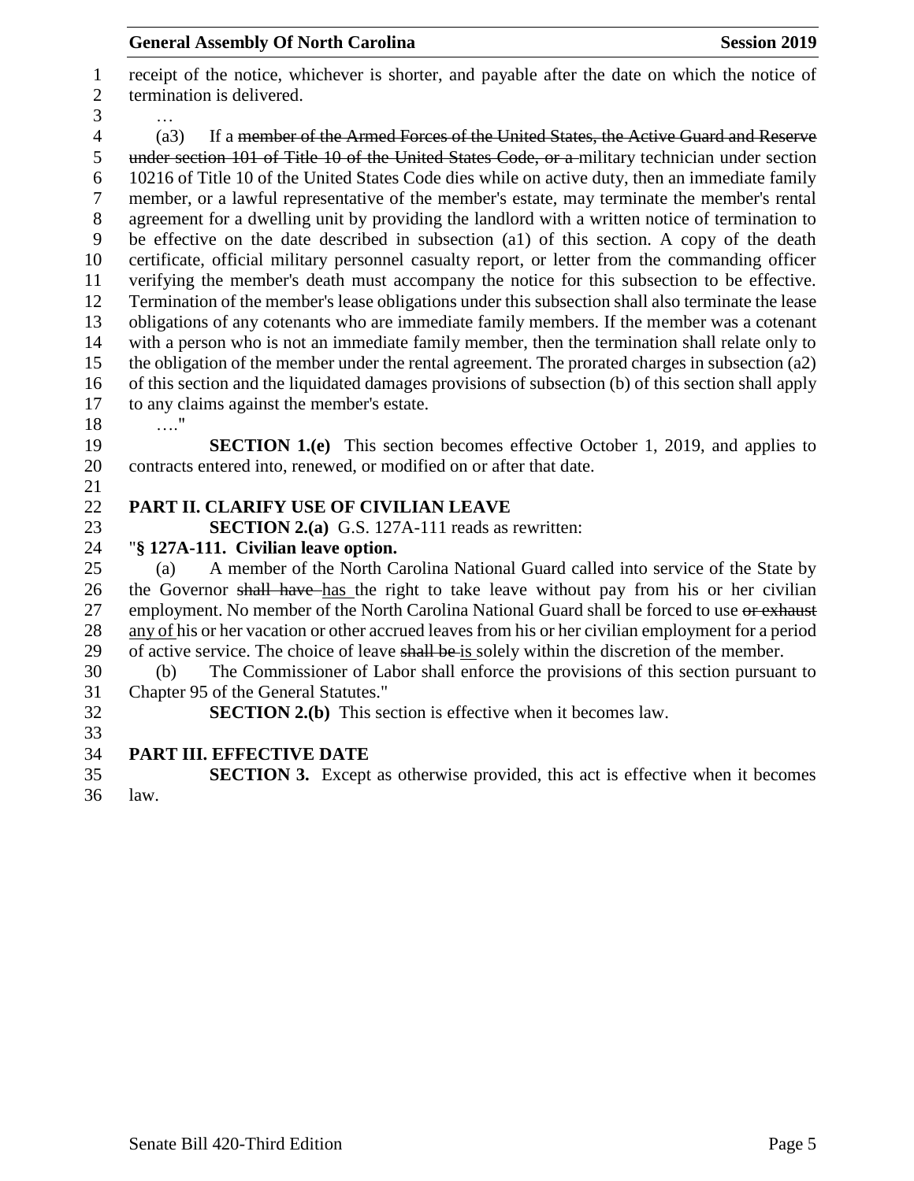receipt of the notice, whichever is shorter, and payable after the date on which the notice of termination is delivered.

…

(a3) If a ~~member of the Armed Forces of the United States, the Active Guard and Reserve under section 101 of Title 10 of the United States Code, or a~~ military technician under section 10216 of Title 10 of the United States Code dies while on active duty, then an immediate family member, or a lawful representative of the member's estate, may terminate the member's rental agreement for a dwelling unit by providing the landlord with a written notice of termination to be effective on the date described in subsection (a1) of this section. A copy of the death certificate, official military personnel casualty report, or letter from the commanding officer verifying the member's death must accompany the notice for this subsection to be effective. Termination of the member's lease obligations under this subsection shall also terminate the lease obligations of any cotenants who are immediate family members. If the member was a cotenant with a person who is not an immediate family member, then the termination shall relate only to the obligation of the member under the rental agreement. The prorated charges in subsection (a2) of this section and the liquidated damages provisions of subsection (b) of this section shall apply to any claims against the member's estate.

…."

**SECTION 1.(e)** This section becomes effective October 1, 2019, and applies to contracts entered into, renewed, or modified on or after that date.

## PART II. CLARIFY USE OF CIVILIAN LEAVE

**SECTION 2.(a)** G.S. 127A-111 reads as rewritten:

"**§ 127A-111. Civilian leave option.**

(a) A member of the North Carolina National Guard called into service of the State by the Governor ~~shall have~~ <u>has</u> the right to take leave without pay from his or her civilian employment. No member of the North Carolina National Guard shall be forced to use ~~or exhaust~~ <u>any of</u> his or her vacation or other accrued leaves from his or her civilian employment for a period of active service. The choice of leave ~~shall be~~ <u>is</u> solely within the discretion of the member.

(b) The Commissioner of Labor shall enforce the provisions of this section pursuant to Chapter 95 of the General Statutes."

**SECTION 2.(b)** This section is effective when it becomes law.

## PART III. EFFECTIVE DATE

**SECTION 3.** Except as otherwise provided, this act is effective when it becomes law.